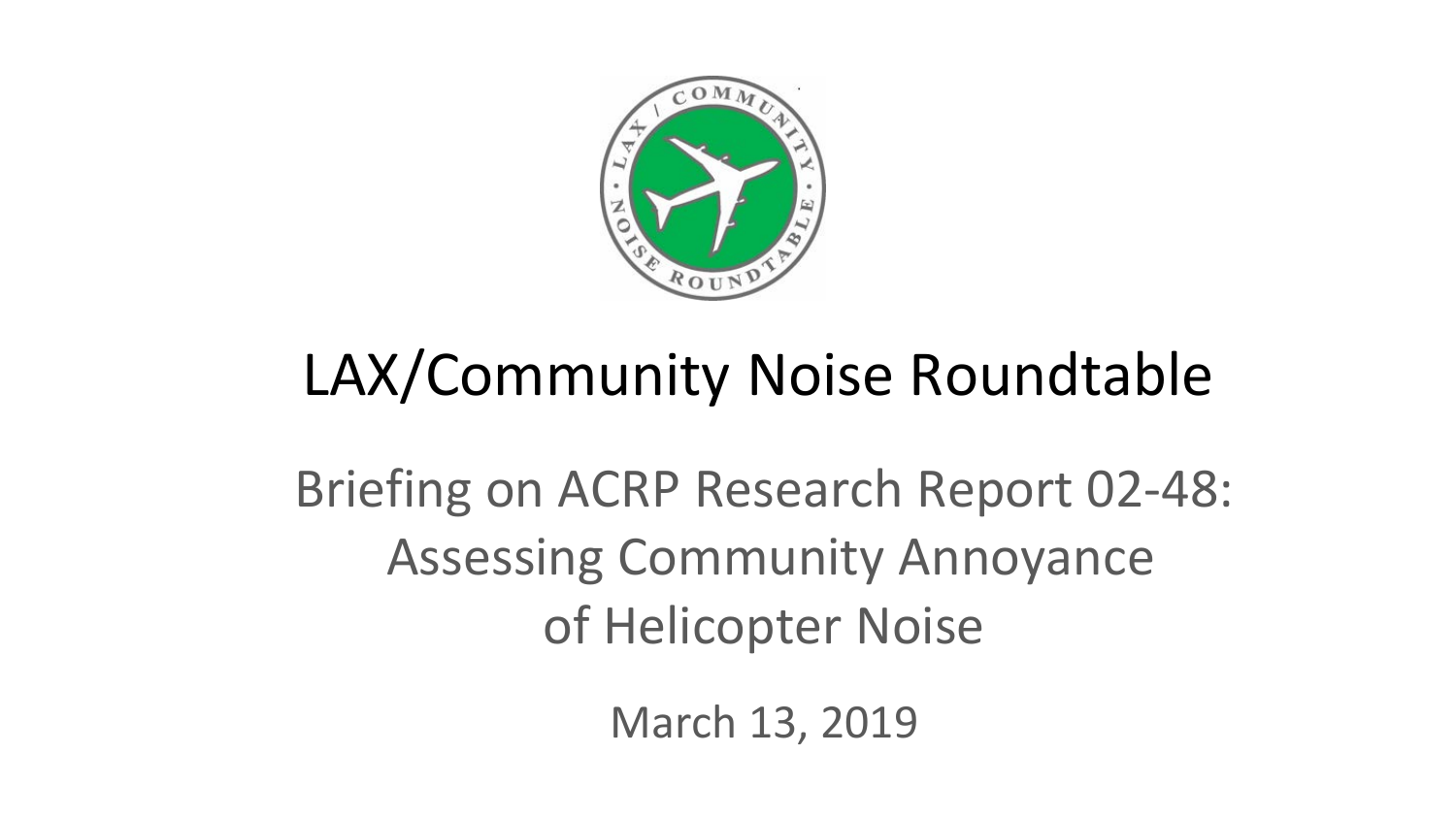# LAX/Community Noise Roundtable

## Briefing on ACRP Research Report 02-48: Assessing Community Annoyance of Helicopter Noise

March 13, 2019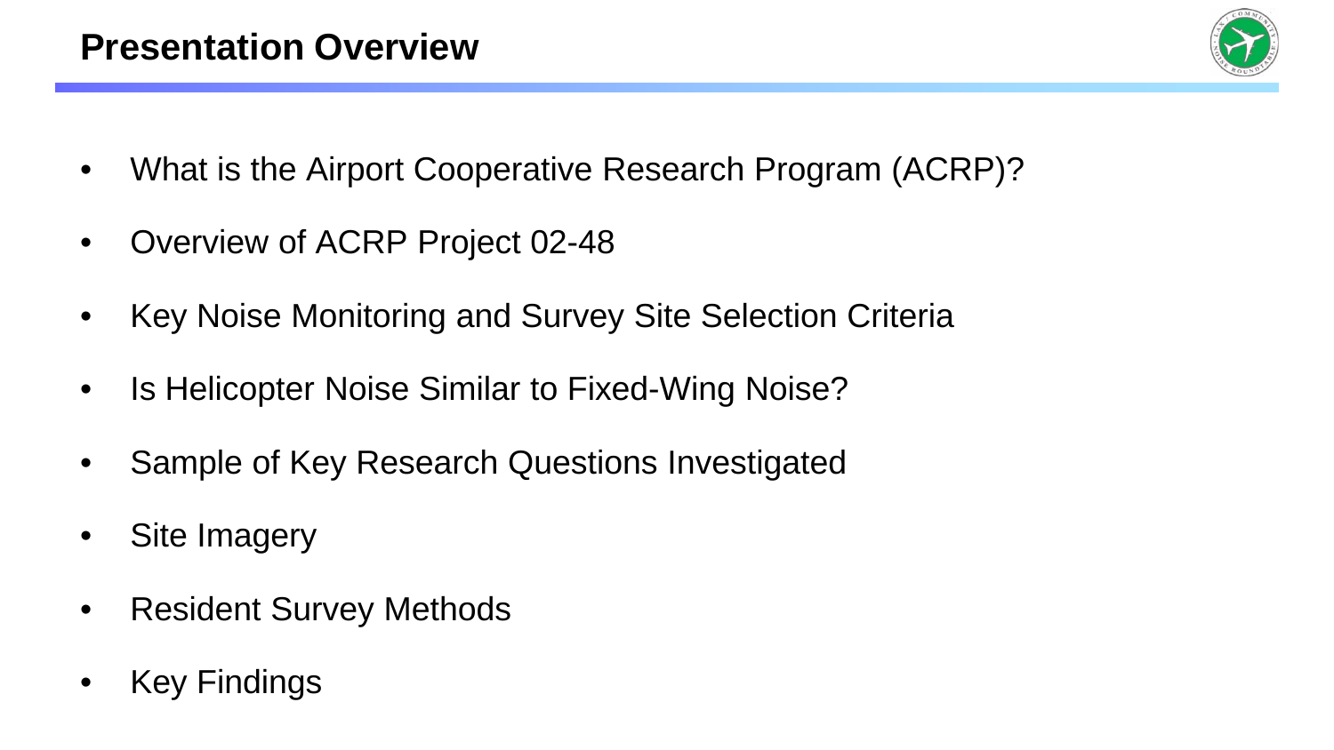# Presentation Overview

- What is the Airport Cooperative Research Program (ACRP)?
- Overview of ACRP Project 02-48
- Key Noise Monitoring and Survey Site Selection Criteria
- Is Helicopter Noise Similar to Fixed-Wing Noise?
- Sample of Key Research Questions Investigated
- Site Imagery
- Resident Survey Methods
- Key Findings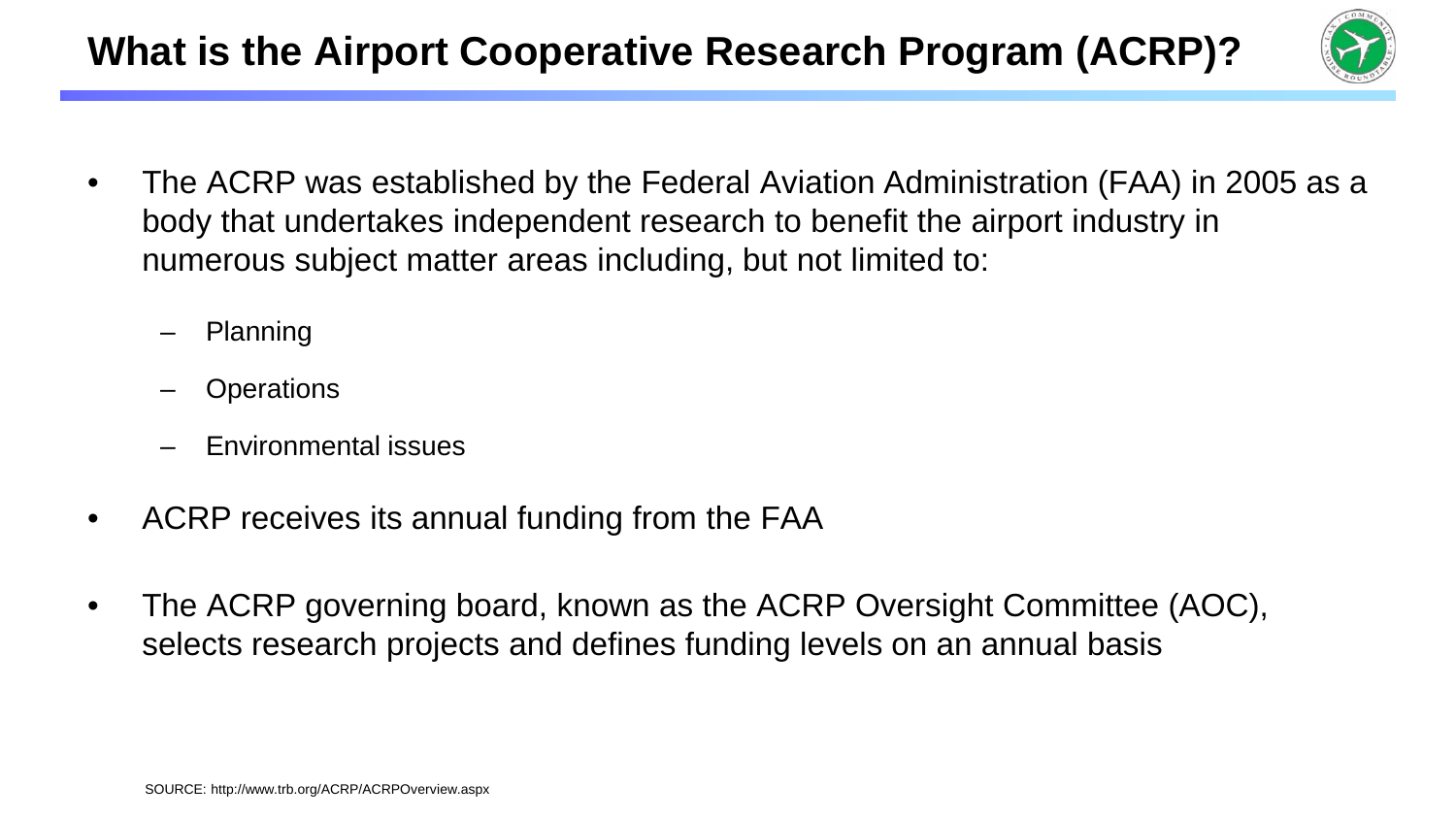# What is the Airport Cooperative Research Program (ACRP)?

- The ACRP was established by the Federal Aviation Administration (FAA) in 2005 as a body that undertakes independent research to benefit the airport industry in numerous subject matter areas including, but not limited to:
  - Planning
  - Operations
  - Environmental issues
- ACRP receives its annual funding from the FAA
- The ACRP governing board, known as the ACRP Oversight Committee (AOC), selects research projects and defines funding levels on an annual basis

SOURCE: http://www.trb.org/ACRP/ACRPOverview.aspx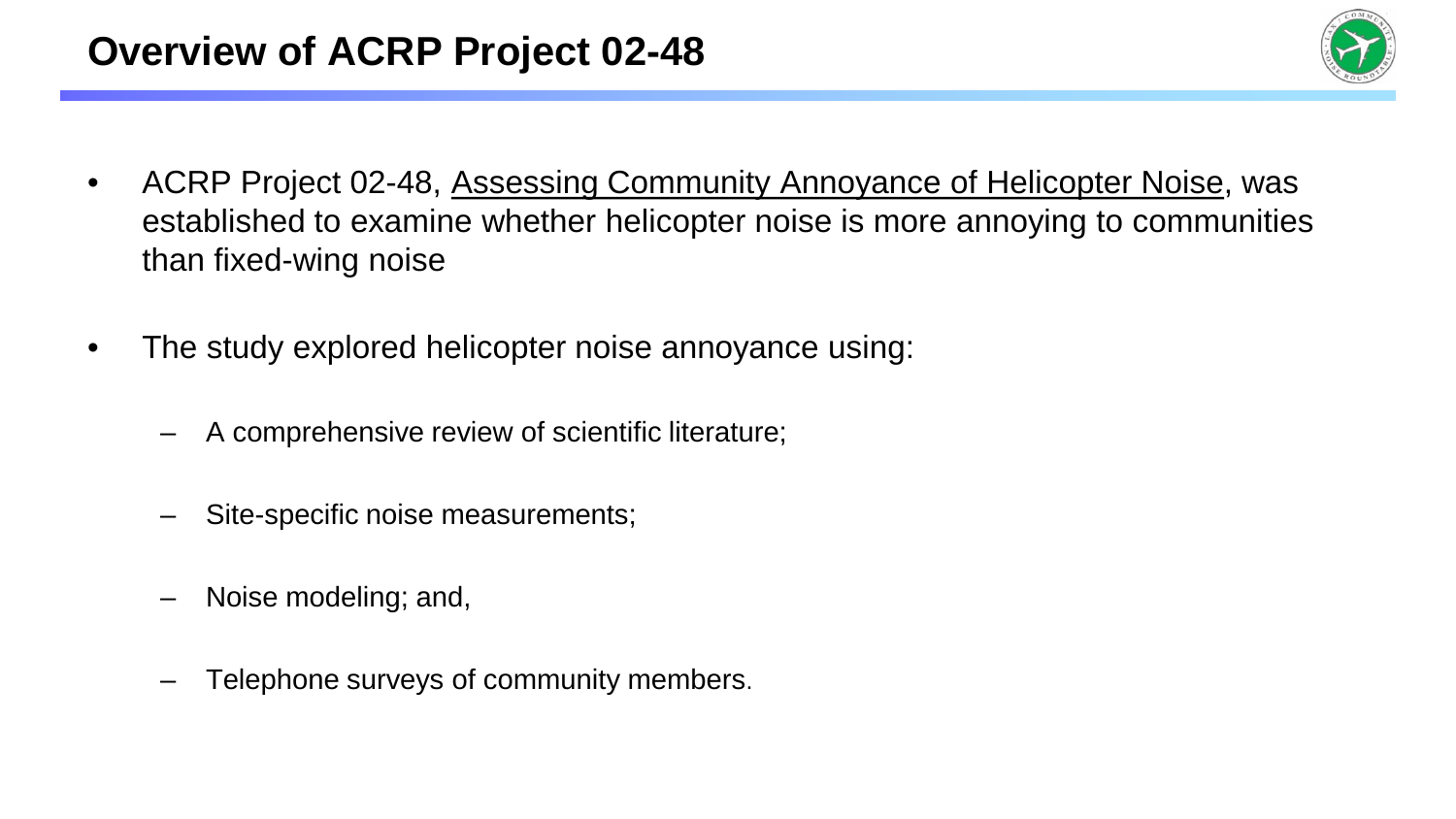# Overview of ACRP Project 02-48

- ACRP Project 02-48, Assessing Community Annoyance of Helicopter Noise, was established to examine whether helicopter noise is more annoying to communities than fixed-wing noise
- The study explored helicopter noise annoyance using:
  - A comprehensive review of scientific literature;
  - Site-specific noise measurements;
  - Noise modeling; and,
  - Telephone surveys of community members.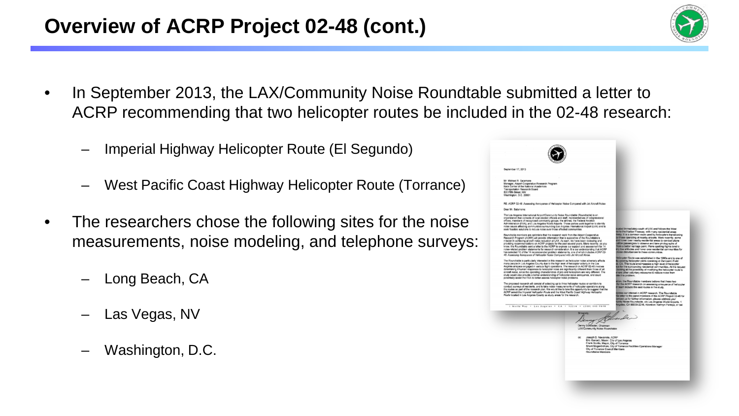# Overview of ACRP Project 02-48 (cont.)

- In September 2013, the LAX/Community Noise Roundtable submitted a letter to ACRP recommending that two helicopter routes be included in the 02-48 research:
  - Imperial Highway Helicopter Route (El Segundo)
  - West Pacific Coast Highway Helicopter Route (Torrance)
- The researchers chose the following sites for the noise measurements, noise modeling, and telephone surveys:
  - Long Beach, CA
  - Las Vegas, NV
  - Washington, D.C.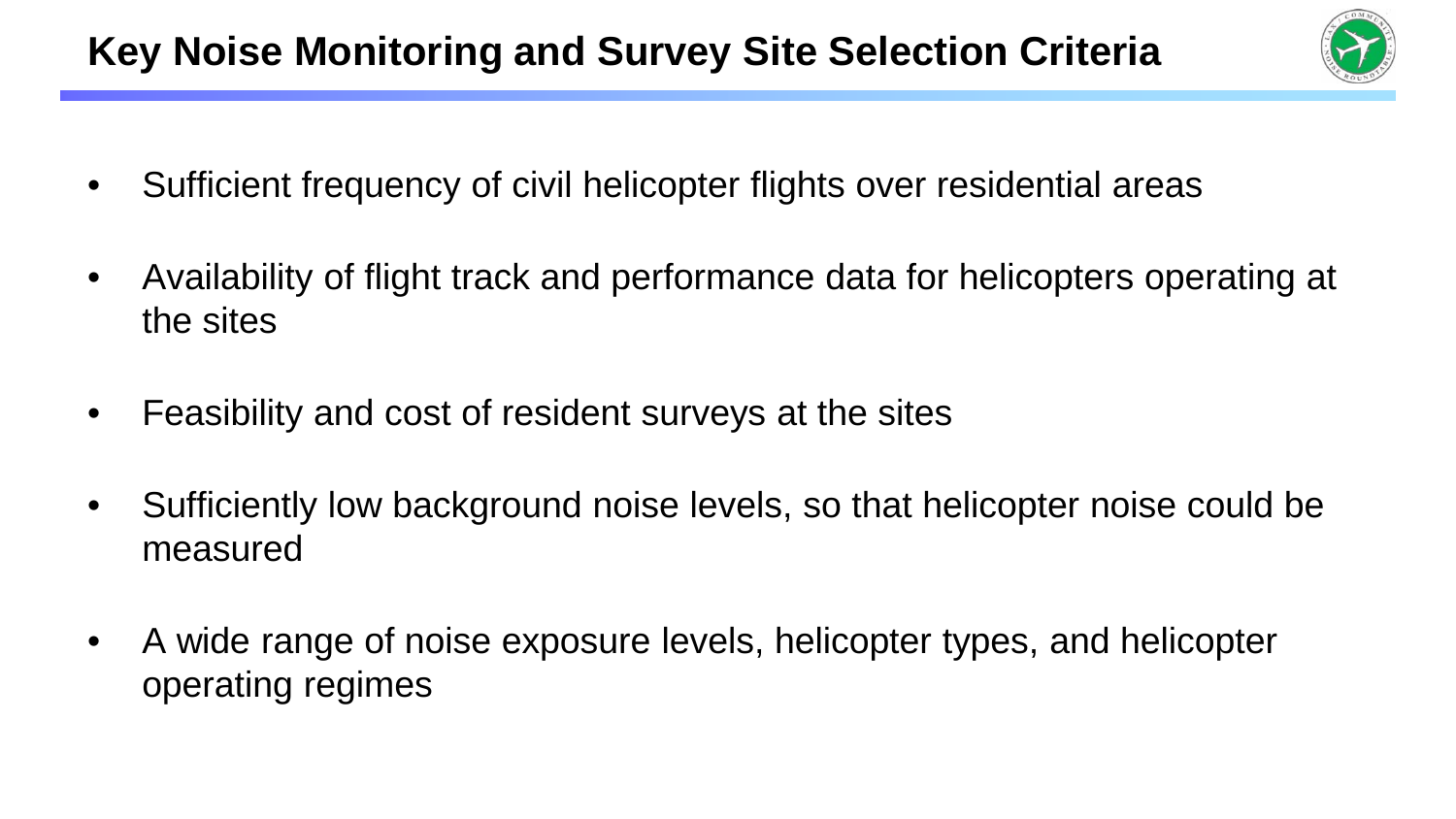# Key Noise Monitoring and Survey Site Selection Criteria

- Sufficient frequency of civil helicopter flights over residential areas
- Availability of flight track and performance data for helicopters operating at the sites
- Feasibility and cost of resident surveys at the sites
- Sufficiently low background noise levels, so that helicopter noise could be measured
- A wide range of noise exposure levels, helicopter types, and helicopter operating regimes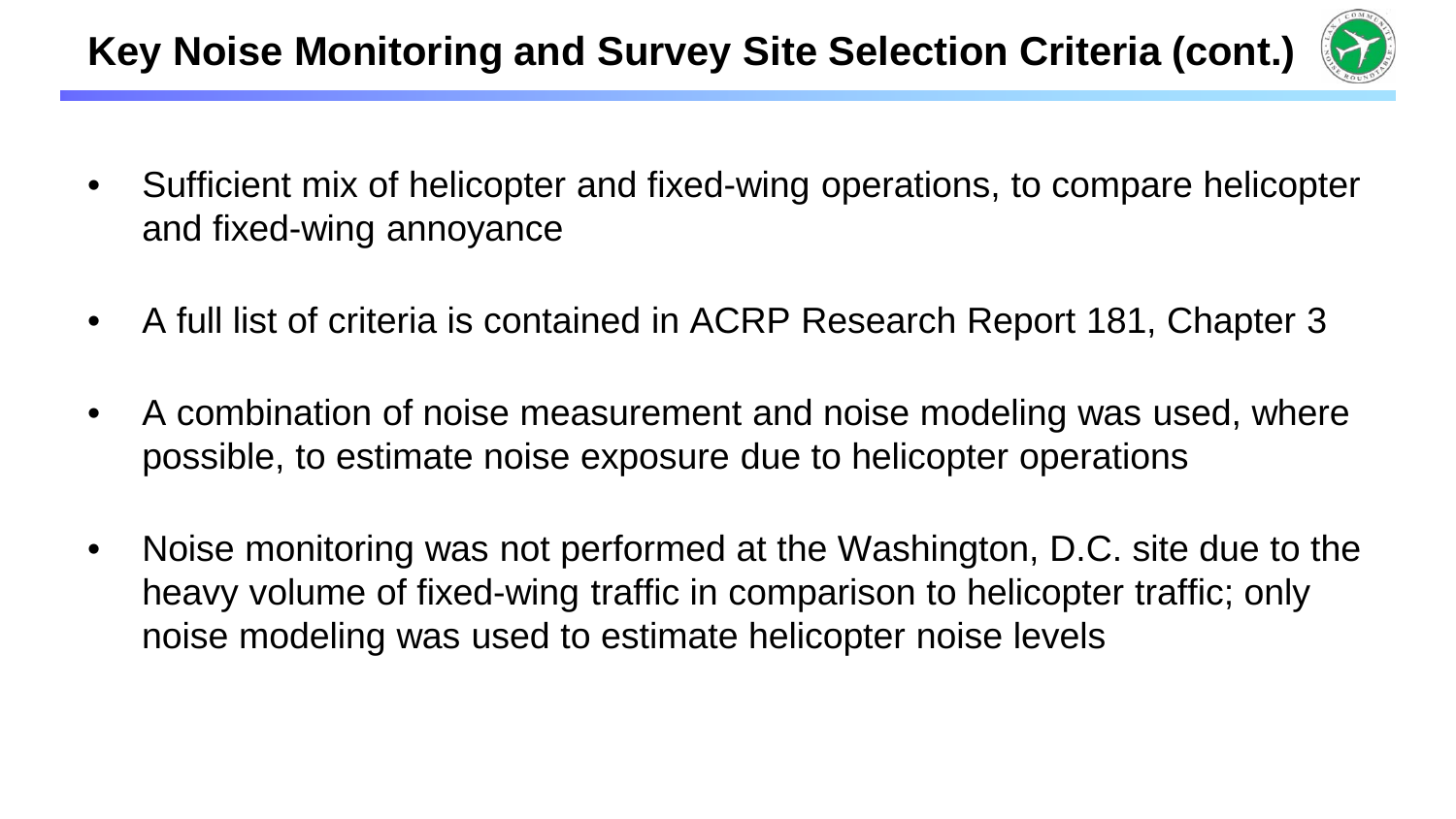# Key Noise Monitoring and Survey Site Selection Criteria (cont.)

- Sufficient mix of helicopter and fixed-wing operations, to compare helicopter and fixed-wing annoyance
- A full list of criteria is contained in ACRP Research Report 181, Chapter 3
- A combination of noise measurement and noise modeling was used, where possible, to estimate noise exposure due to helicopter operations
- Noise monitoring was not performed at the Washington, D.C. site due to the heavy volume of fixed-wing traffic in comparison to helicopter traffic; only noise modeling was used to estimate helicopter noise levels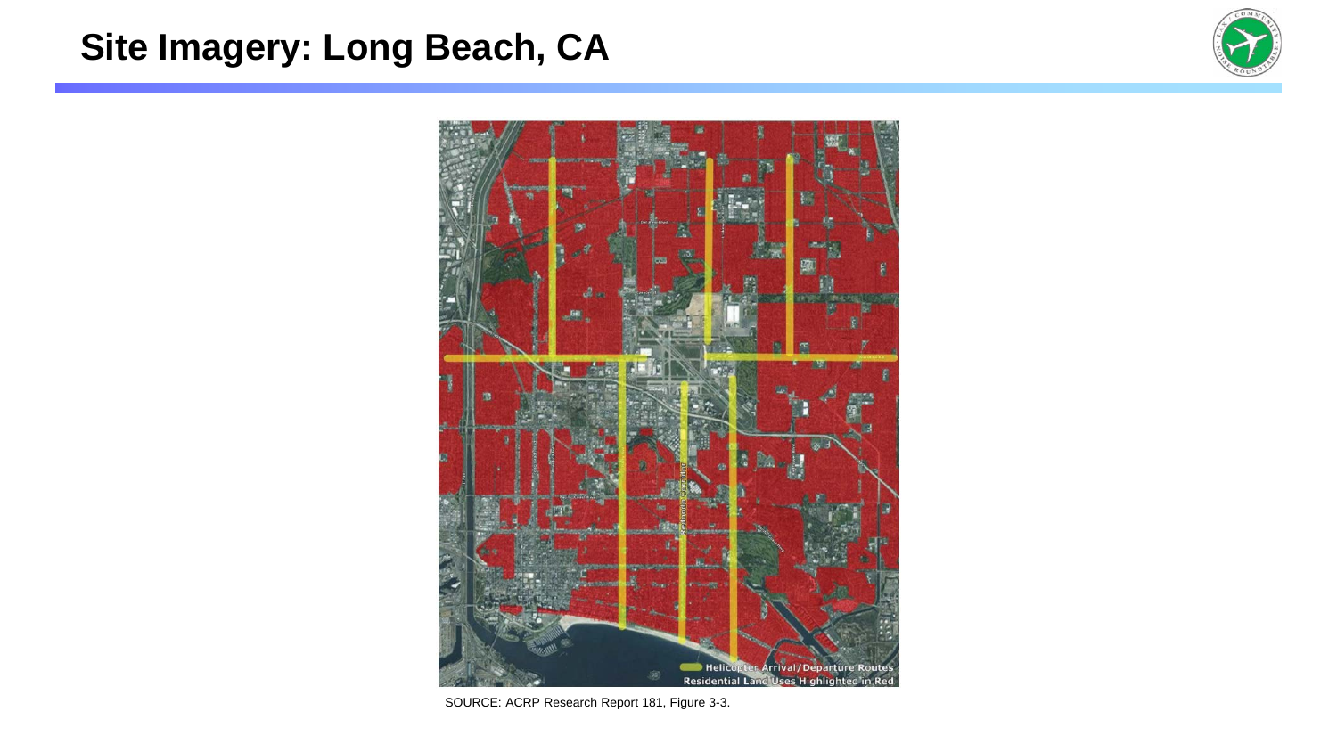# Site Imagery: Long Beach, CA

SOURCE: ACRP Research Report 181, Figure 3-3.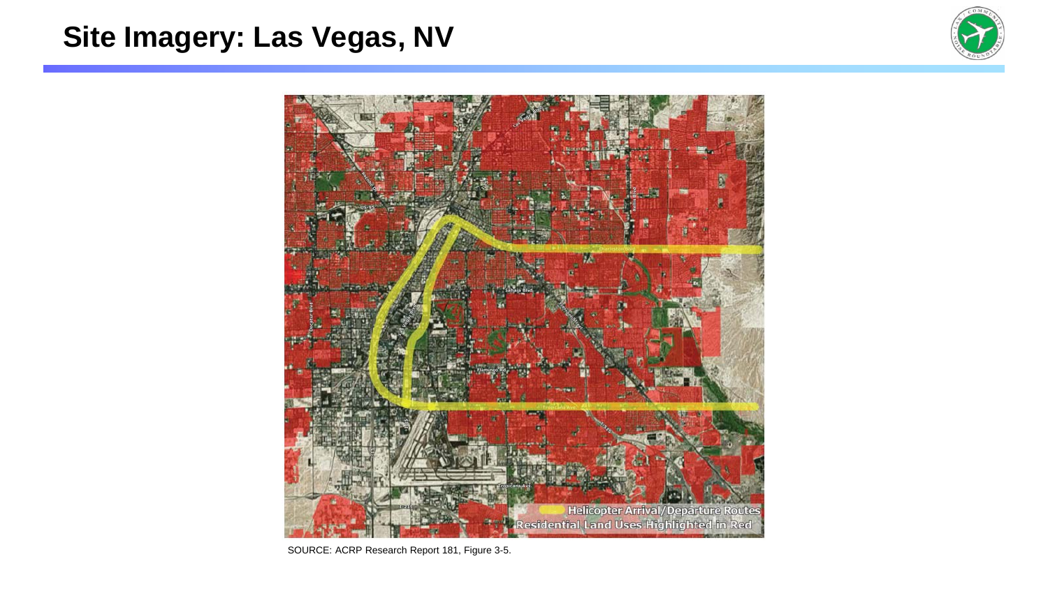# Site Imagery: Las Vegas, NV

SOURCE: ACRP Research Report 181, Figure 3-5.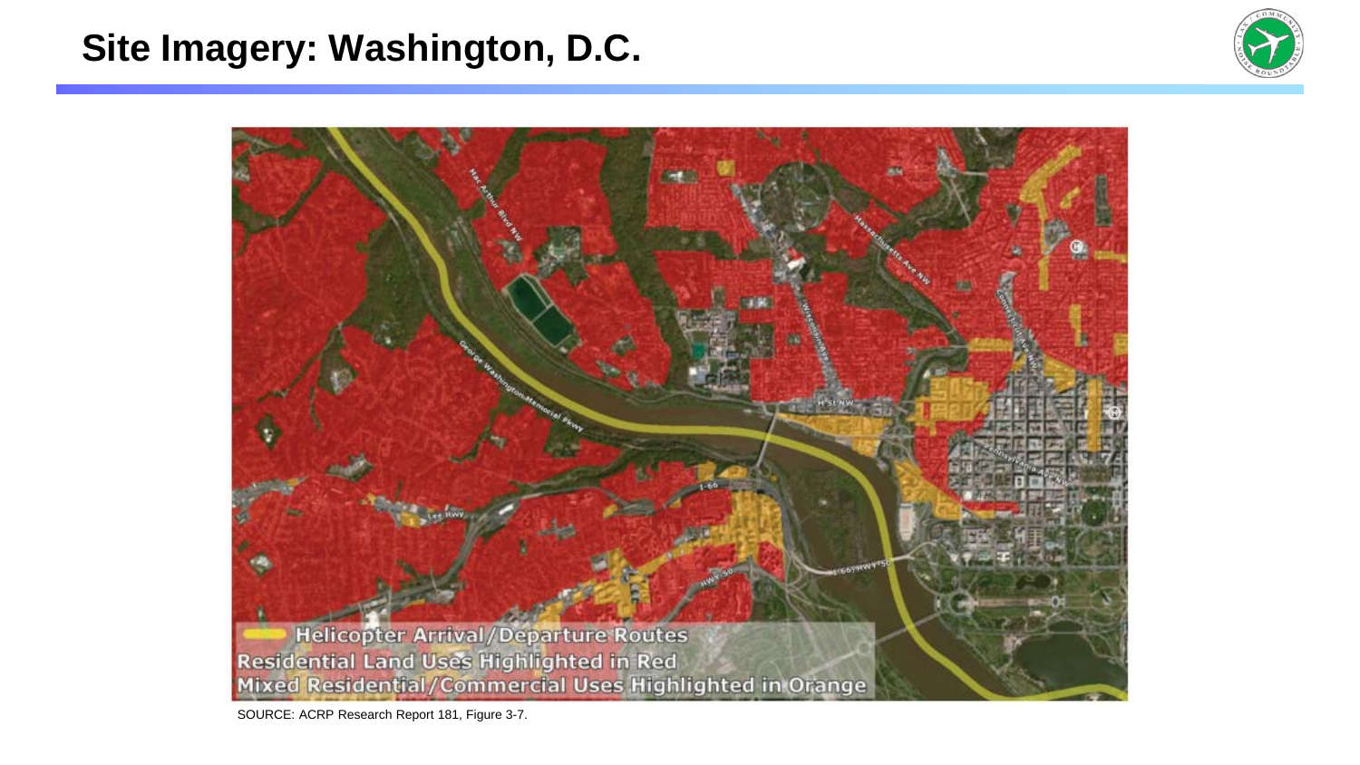# Site Imagery: Washington, D.C.

Helicopter Arrival/Departure Routes
Residential Land Uses Highlighted in Red
Mixed Residential/Commercial Uses Highlighted in Orange

SOURCE: ACRP Research Report 181, Figure 3-7.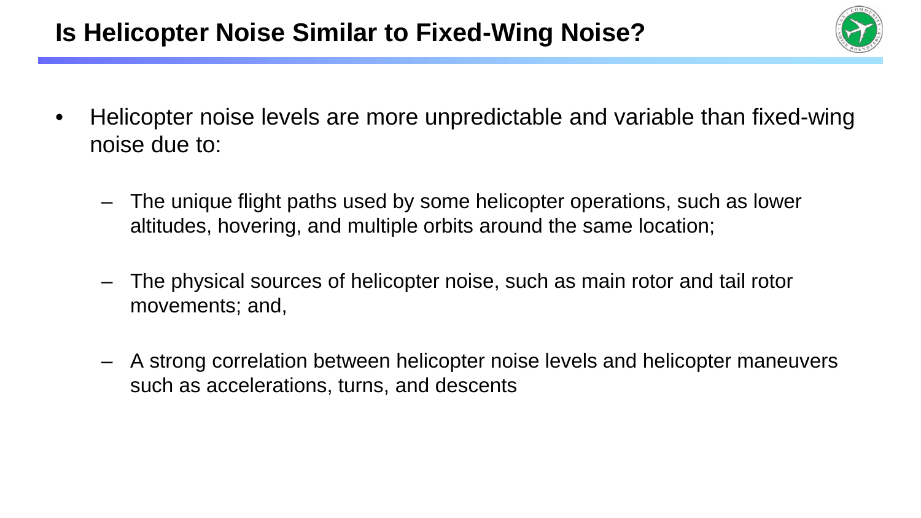# Is Helicopter Noise Similar to Fixed-Wing Noise?

- Helicopter noise levels are more unpredictable and variable than fixed-wing noise due to:
  - The unique flight paths used by some helicopter operations, such as lower altitudes, hovering, and multiple orbits around the same location;
  - The physical sources of helicopter noise, such as main rotor and tail rotor movements; and,
  - A strong correlation between helicopter noise levels and helicopter maneuvers such as accelerations, turns, and descents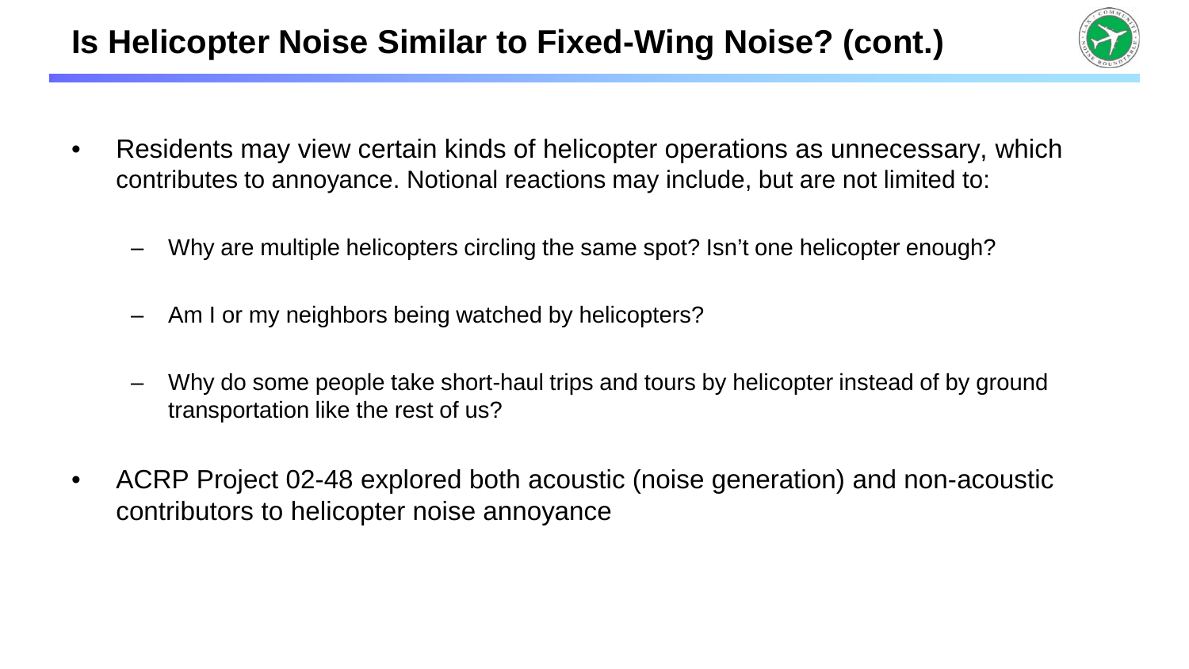# Is Helicopter Noise Similar to Fixed-Wing Noise? (cont.)

- Residents may view certain kinds of helicopter operations as unnecessary, which contributes to annoyance. Notional reactions may include, but are not limited to:
  - Why are multiple helicopters circling the same spot? Isn't one helicopter enough?
  - Am I or my neighbors being watched by helicopters?
  - Why do some people take short-haul trips and tours by helicopter instead of by ground transportation like the rest of us?
- ACRP Project 02-48 explored both acoustic (noise generation) and non-acoustic contributors to helicopter noise annoyance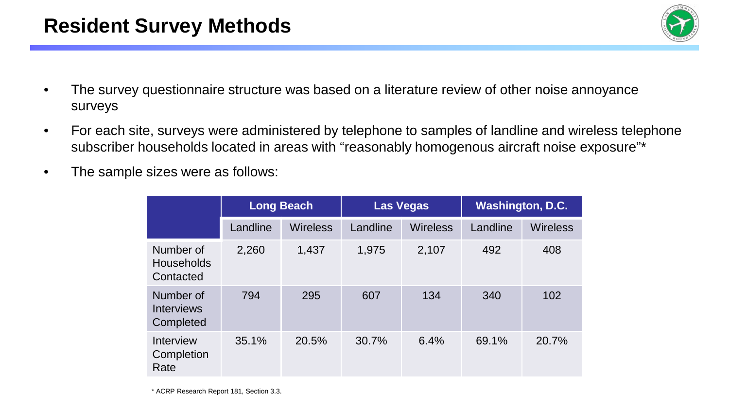# Resident Survey Methods

- The survey questionnaire structure was based on a literature review of other noise annoyance surveys
- For each site, surveys were administered by telephone to samples of landline and wireless telephone subscriber households located in areas with "reasonably homogenous aircraft noise exposure"*
- The sample sizes were as follows:

| | Long Beach | | Las Vegas | | Washington, D.C. | |
|---|---|---|---|---|---|---|
| | Landline | Wireless | Landline | Wireless | Landline | Wireless |
| Number of Households Contacted | 2,260 | 1,437 | 1,975 | 2,107 | 492 | 408 |
| Number of Interviews Completed | 794 | 295 | 607 | 134 | 340 | 102 |
| Interview Completion Rate | 35.1% | 20.5% | 30.7% | 6.4% | 69.1% | 20.7% |

* ACRP Research Report 181, Section 3.3.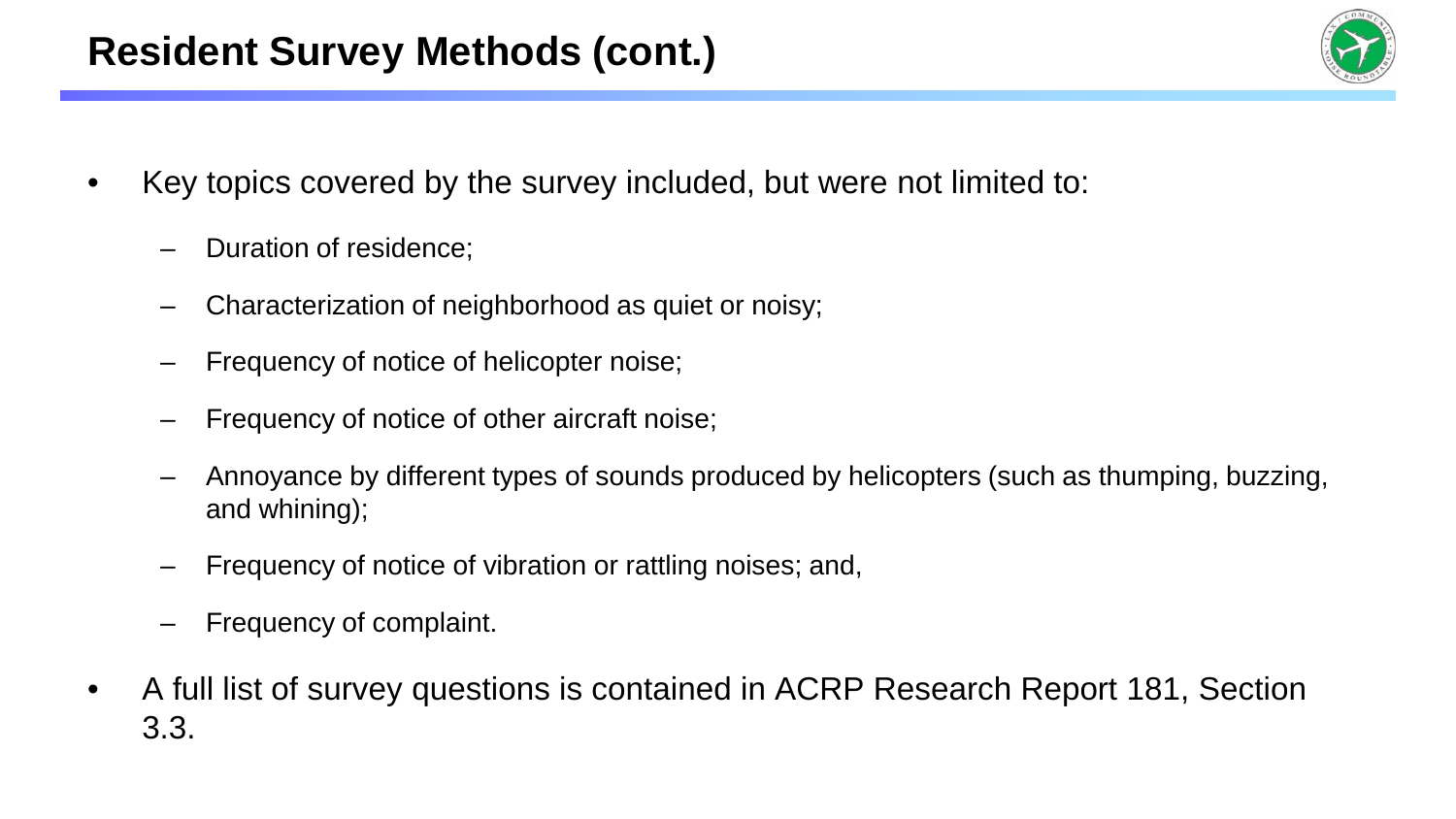# Resident Survey Methods (cont.)

- Key topics covered by the survey included, but were not limited to:
  - Duration of residence;
  - Characterization of neighborhood as quiet or noisy;
  - Frequency of notice of helicopter noise;
  - Frequency of notice of other aircraft noise;
  - Annoyance by different types of sounds produced by helicopters (such as thumping, buzzing, and whining);
  - Frequency of notice of vibration or rattling noises; and,
  - Frequency of complaint.
- A full list of survey questions is contained in ACRP Research Report 181, Section 3.3.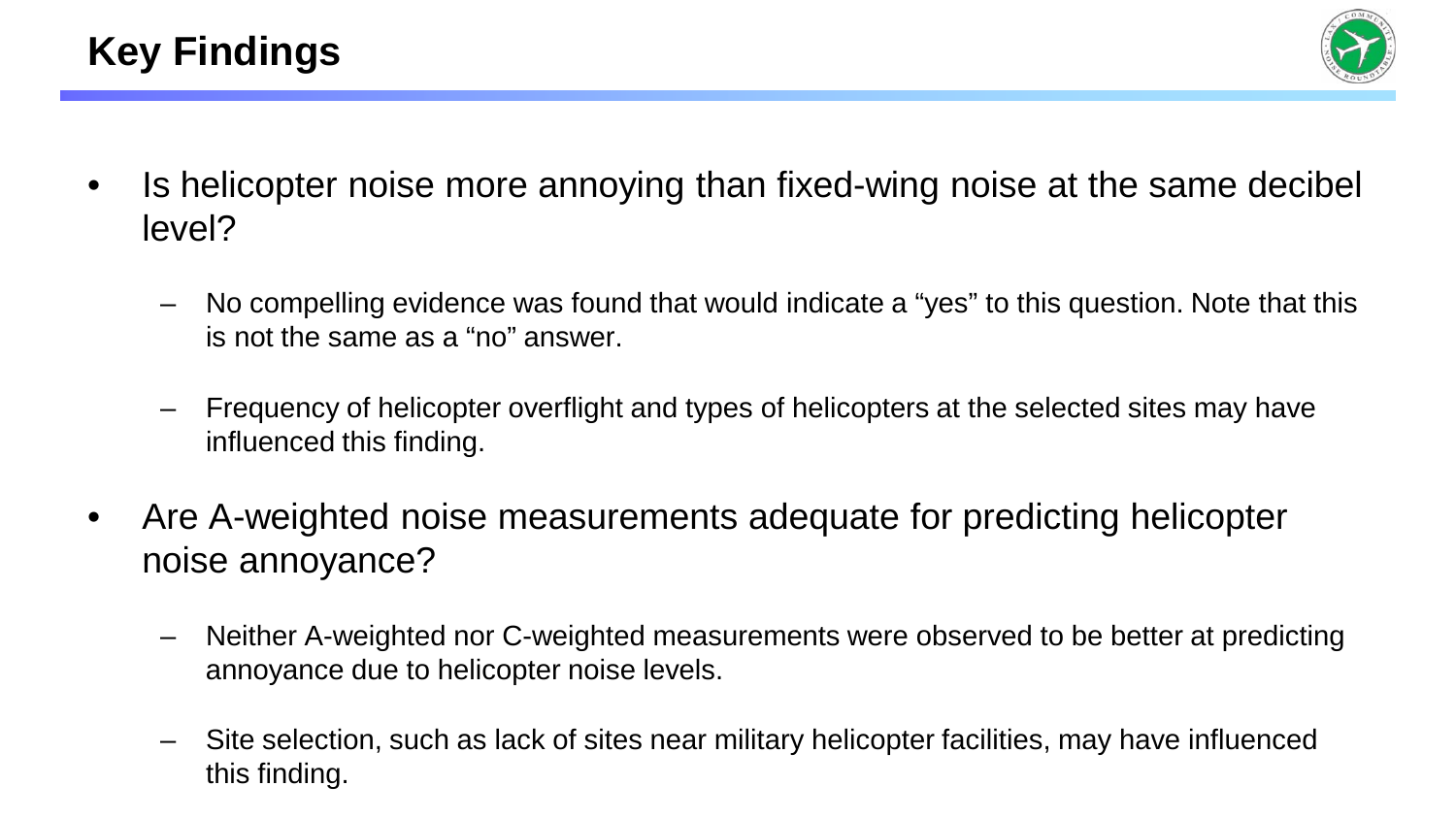# Key Findings

- Is helicopter noise more annoying than fixed-wing noise at the same decibel level?
  - No compelling evidence was found that would indicate a "yes" to this question. Note that this is not the same as a "no" answer.
  - Frequency of helicopter overflight and types of helicopters at the selected sites may have influenced this finding.
- Are A-weighted noise measurements adequate for predicting helicopter noise annoyance?
  - Neither A-weighted nor C-weighted measurements were observed to be better at predicting annoyance due to helicopter noise levels.
  - Site selection, such as lack of sites near military helicopter facilities, may have influenced this finding.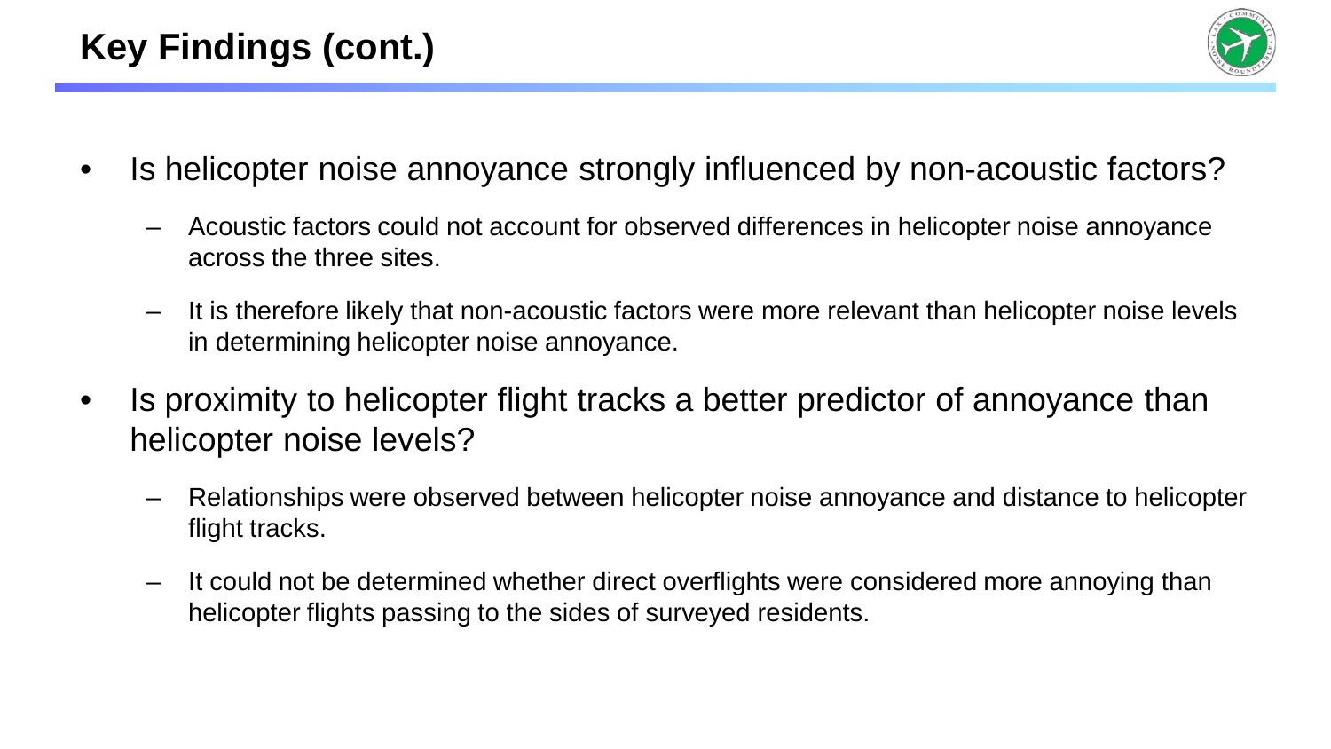# Key Findings (cont.)

- Is helicopter noise annoyance strongly influenced by non-acoustic factors?
  - Acoustic factors could not account for observed differences in helicopter noise annoyance across the three sites.
  - It is therefore likely that non-acoustic factors were more relevant than helicopter noise levels in determining helicopter noise annoyance.
- Is proximity to helicopter flight tracks a better predictor of annoyance than helicopter noise levels?
  - Relationships were observed between helicopter noise annoyance and distance to helicopter flight tracks.
  - It could not be determined whether direct overflights were considered more annoying than helicopter flights passing to the sides of surveyed residents.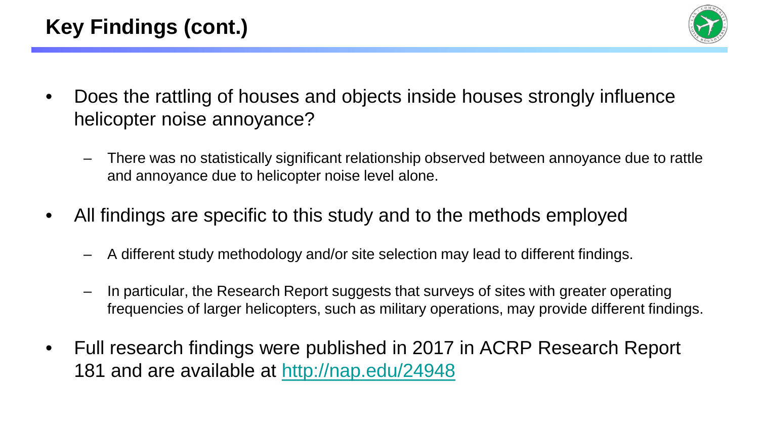# Key Findings (cont.)

- Does the rattling of houses and objects inside houses strongly influence helicopter noise annoyance?
  - There was no statistically significant relationship observed between annoyance due to rattle and annoyance due to helicopter noise level alone.
- All findings are specific to this study and to the methods employed
  - A different study methodology and/or site selection may lead to different findings.
  - In particular, the Research Report suggests that surveys of sites with greater operating frequencies of larger helicopters, such as military operations, may provide different findings.
- Full research findings were published in 2017 in ACRP Research Report 181 and are available at [http://nap.edu/24948](http://nap.edu/24948)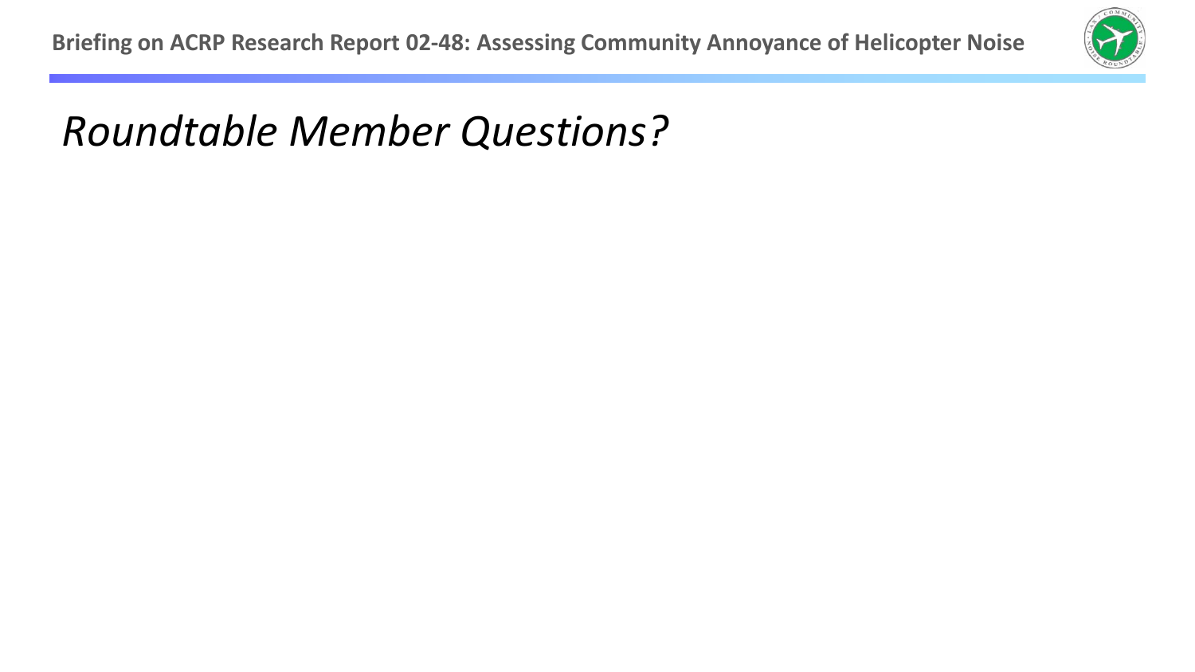# *Roundtable Member Questions?*